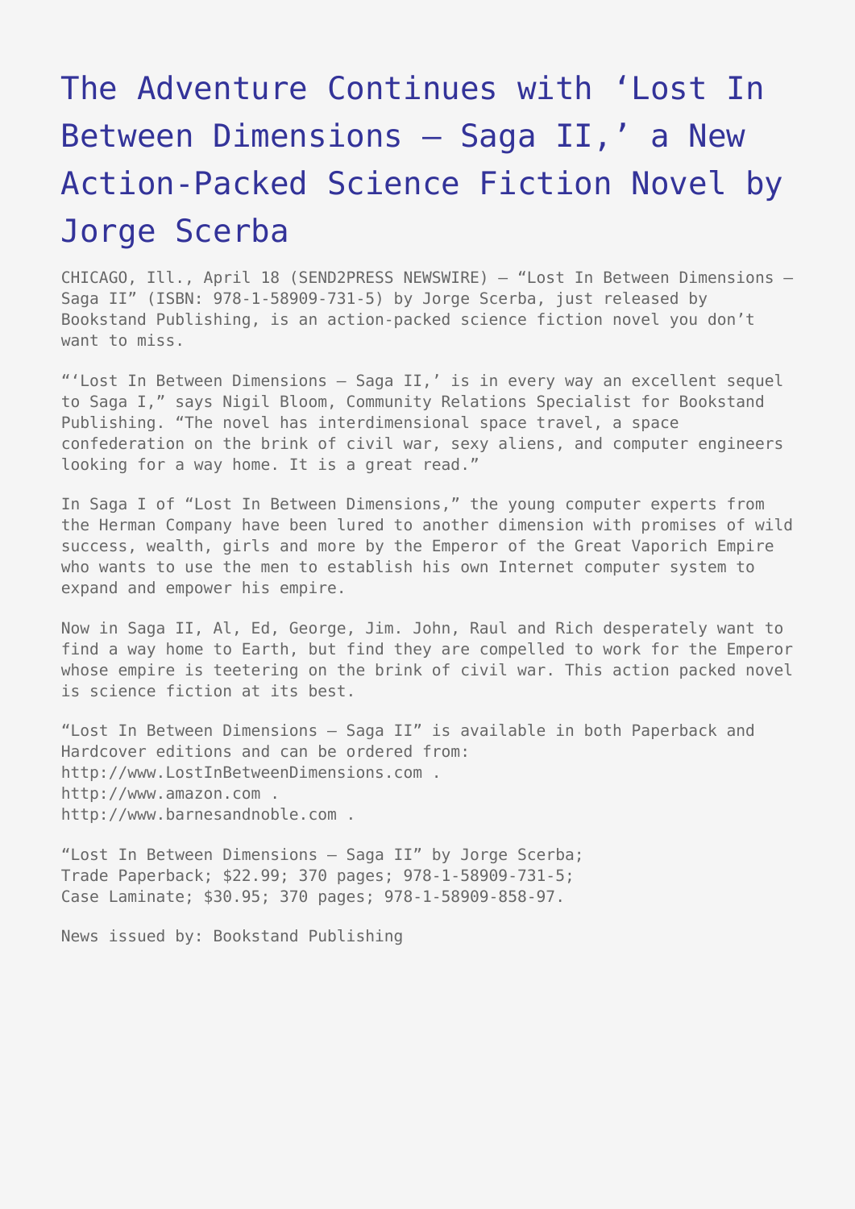# The Adventure Continues with 'Lost In Between Dimensions – Saga II,' a New Action-Packed Science Fiction Novel by Jorge Scerba

CHICAGO, Ill., April 18 (SEND2PRESS NEWSWIRE) — "Lost In Between Dimensions – Saga II" (ISBN: 978-1-58909-731-5) by Jorge Scerba, just released by Bookstand Publishing, is an action-packed science fiction novel you don't want to miss.

"'Lost In Between Dimensions – Saga II,' is in every way an excellent sequel to Saga I," says Nigil Bloom, Community Relations Specialist for Bookstand Publishing. "The novel has interdimensional space travel, a space confederation on the brink of civil war, sexy aliens, and computer engineers looking for a way home. It is a great read."

In Saga I of "Lost In Between Dimensions," the young computer experts from the Herman Company have been lured to another dimension with promises of wild success, wealth, girls and more by the Emperor of the Great Vaporich Empire who wants to use the men to establish his own Internet computer system to expand and empower his empire.

Now in Saga II, Al, Ed, George, Jim. John, Raul and Rich desperately want to find a way home to Earth, but find they are compelled to work for the Emperor whose empire is teetering on the brink of civil war. This action packed novel is science fiction at its best.

"Lost In Between Dimensions – Saga II" is available in both Paperback and Hardcover editions and can be ordered from:
http://www.LostInBetweenDimensions.com .
http://www.amazon.com .
http://www.barnesandnoble.com .

"Lost In Between Dimensions – Saga II" by Jorge Scerba;
Trade Paperback; $22.99; 370 pages; 978-1-58909-731-5;
Case Laminate; $30.95; 370 pages; 978-1-58909-858-97.

News issued by: Bookstand Publishing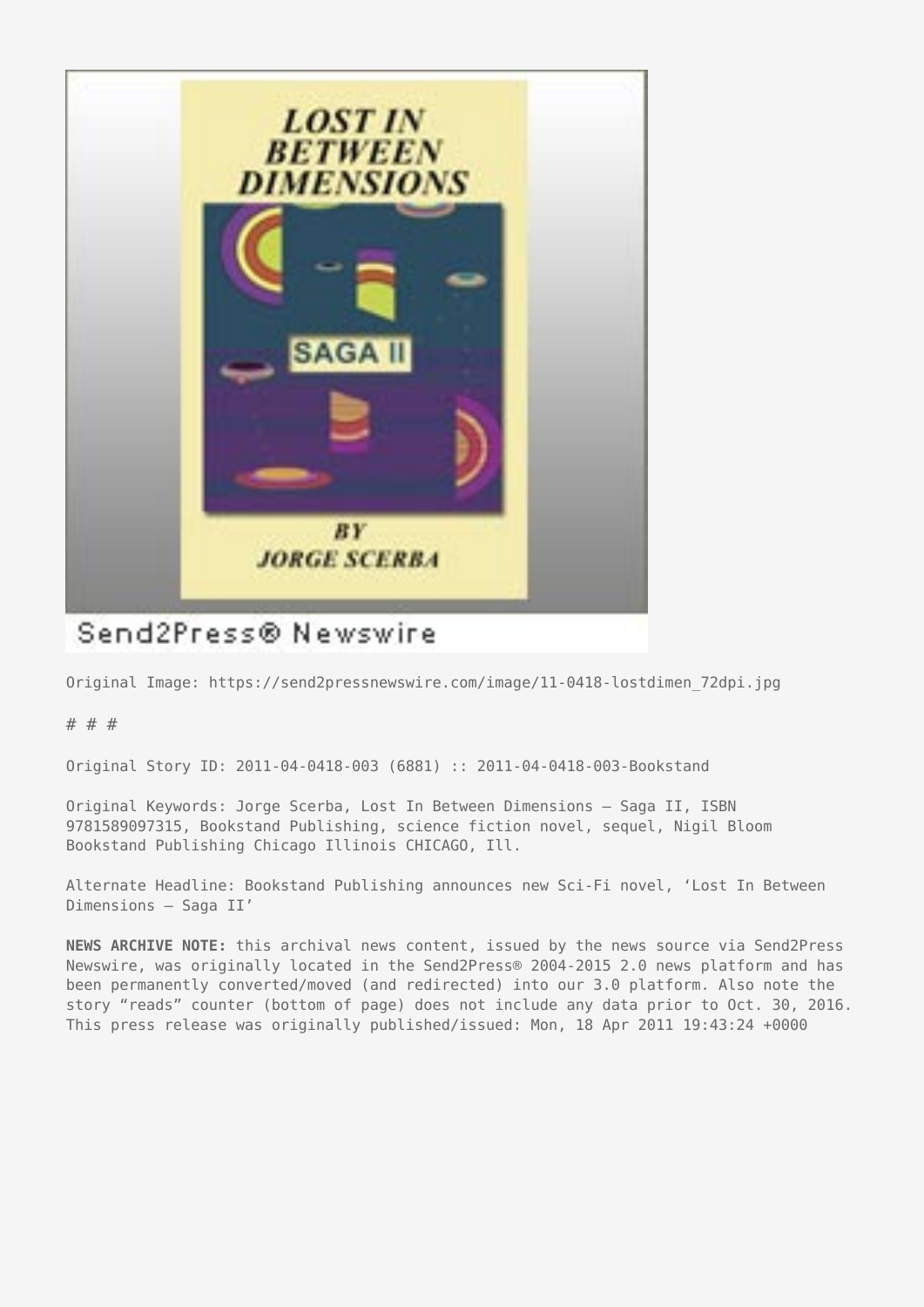Original Image: https://send2pressnewswire.com/image/11-0418-lostdimen_72dpi.jpg

# # #

Original Story ID: 2011-04-0418-003 (6881) :: 2011-04-0418-003-Bookstand

Original Keywords: Jorge Scerba, Lost In Between Dimensions – Saga II, ISBN 9781589097315, Bookstand Publishing, science fiction novel, sequel, Nigil Bloom Bookstand Publishing Chicago Illinois CHICAGO, Ill.

Alternate Headline: Bookstand Publishing announces new Sci-Fi novel, 'Lost In Between Dimensions – Saga II'

**NEWS ARCHIVE NOTE:** this archival news content, issued by the news source via Send2Press Newswire, was originally located in the Send2Press® 2004-2015 2.0 news platform and has been permanently converted/moved (and redirected) into our 3.0 platform. Also note the story "reads" counter (bottom of page) does not include any data prior to Oct. 30, 2016. This press release was originally published/issued: Mon, 18 Apr 2011 19:43:24 +0000